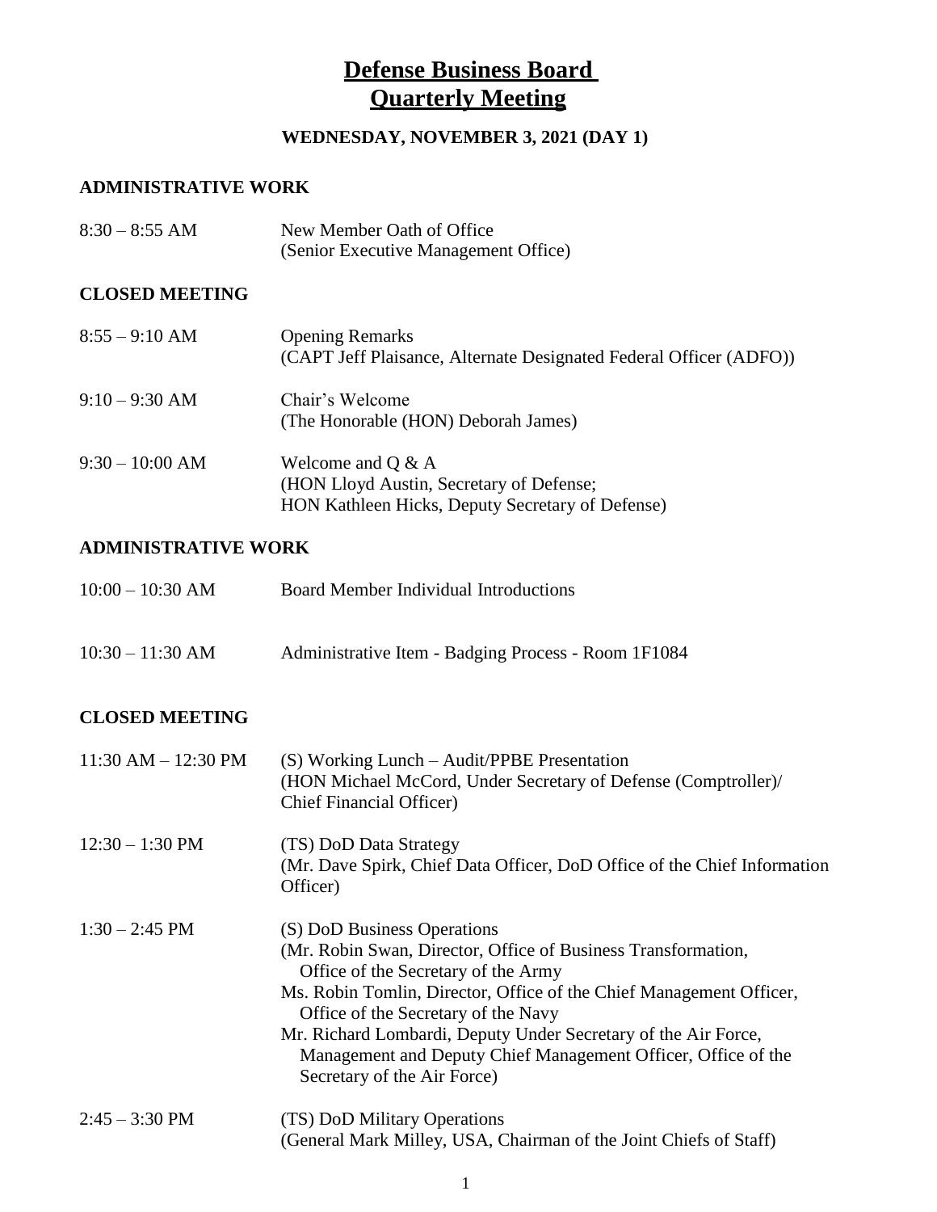# Defense Business Board
# Quarterly Meeting

## WEDNESDAY, NOVEMBER 3, 2021 (DAY 1)

### ADMINISTRATIVE WORK

| | |
|---|---|
| 8:30 – 8:55 AM | New Member Oath of Office (Senior Executive Management Office) |

### CLOSED MEETING

| | |
|---|---|
| 8:55 – 9:10 AM | Opening Remarks (CAPT Jeff Plaisance, Alternate Designated Federal Officer (ADFO)) |
| 9:10 – 9:30 AM | Chair's Welcome (The Honorable (HON) Deborah James) |
| 9:30 – 10:00 AM | Welcome and Q & A (HON Lloyd Austin, Secretary of Defense; HON Kathleen Hicks, Deputy Secretary of Defense) |

### ADMINISTRATIVE WORK

| | |
|---|---|
| 10:00 – 10:30 AM | Board Member Individual Introductions |
| 10:30 – 11:30 AM | Administrative Item - Badging Process - Room 1F1084 |

### CLOSED MEETING

| | |
|---|---|
| 11:30 AM – 12:30 PM | (S) Working Lunch – Audit/PPBE Presentation (HON Michael McCord, Under Secretary of Defense (Comptroller)/ Chief Financial Officer) |
| 12:30 – 1:30 PM | (TS) DoD Data Strategy (Mr. Dave Spirk, Chief Data Officer, DoD Office of the Chief Information Officer) |
| 1:30 – 2:45 PM | (S) DoD Business Operations (Mr. Robin Swan, Director, Office of Business Transformation, Office of the Secretary of the Army; Ms. Robin Tomlin, Director, Office of the Chief Management Officer, Office of the Secretary of the Navy; Mr. Richard Lombardi, Deputy Under Secretary of the Air Force, Management and Deputy Chief Management Officer, Office of the Secretary of the Air Force) |
| 2:45 – 3:30 PM | (TS) DoD Military Operations (General Mark Milley, USA, Chairman of the Joint Chiefs of Staff) |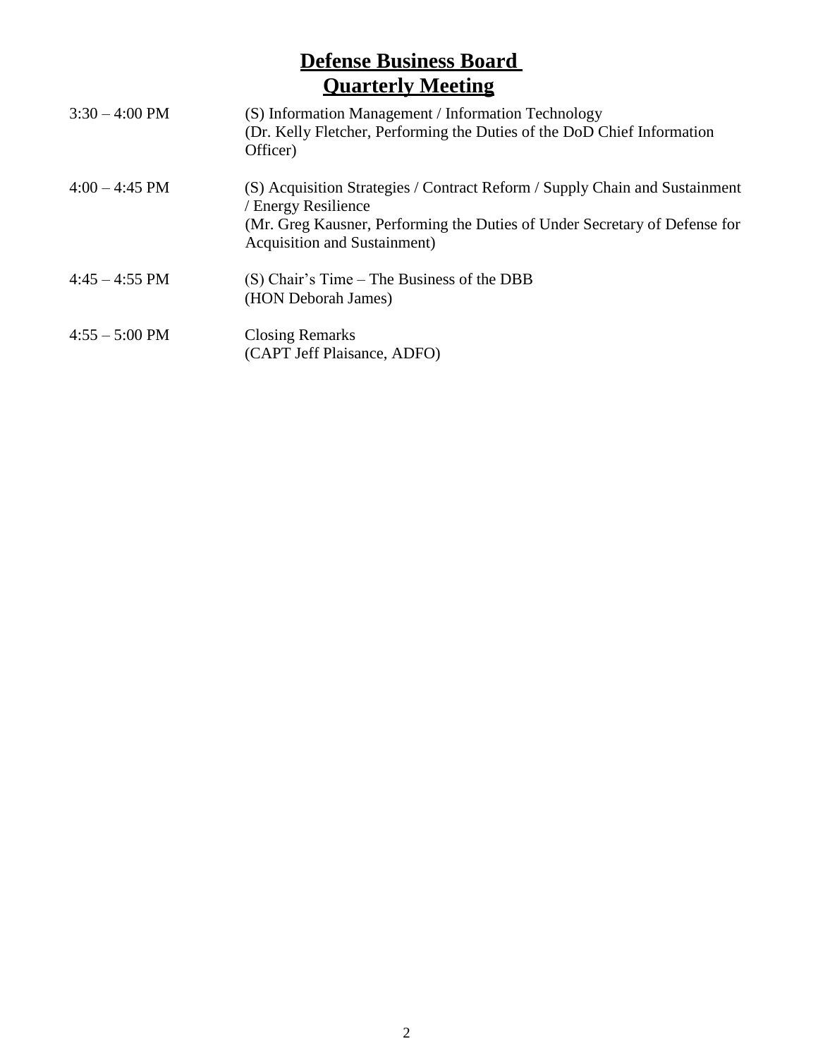# **Defense Business Board**
## **Quarterly Meeting**

| | |
|---|---|
| 3:30 – 4:00 PM | (S) Information Management / Information Technology<br>(Dr. Kelly Fletcher, Performing the Duties of the DoD Chief Information Officer) |
| 4:00 – 4:45 PM | (S) Acquisition Strategies / Contract Reform / Supply Chain and Sustainment / Energy Resilience<br>(Mr. Greg Kausner, Performing the Duties of Under Secretary of Defense for Acquisition and Sustainment) |
| 4:45 – 4:55 PM | (S) Chair's Time – The Business of the DBB<br>(HON Deborah James) |
| 4:55 – 5:00 PM | Closing Remarks<br>(CAPT Jeff Plaisance, ADFO) |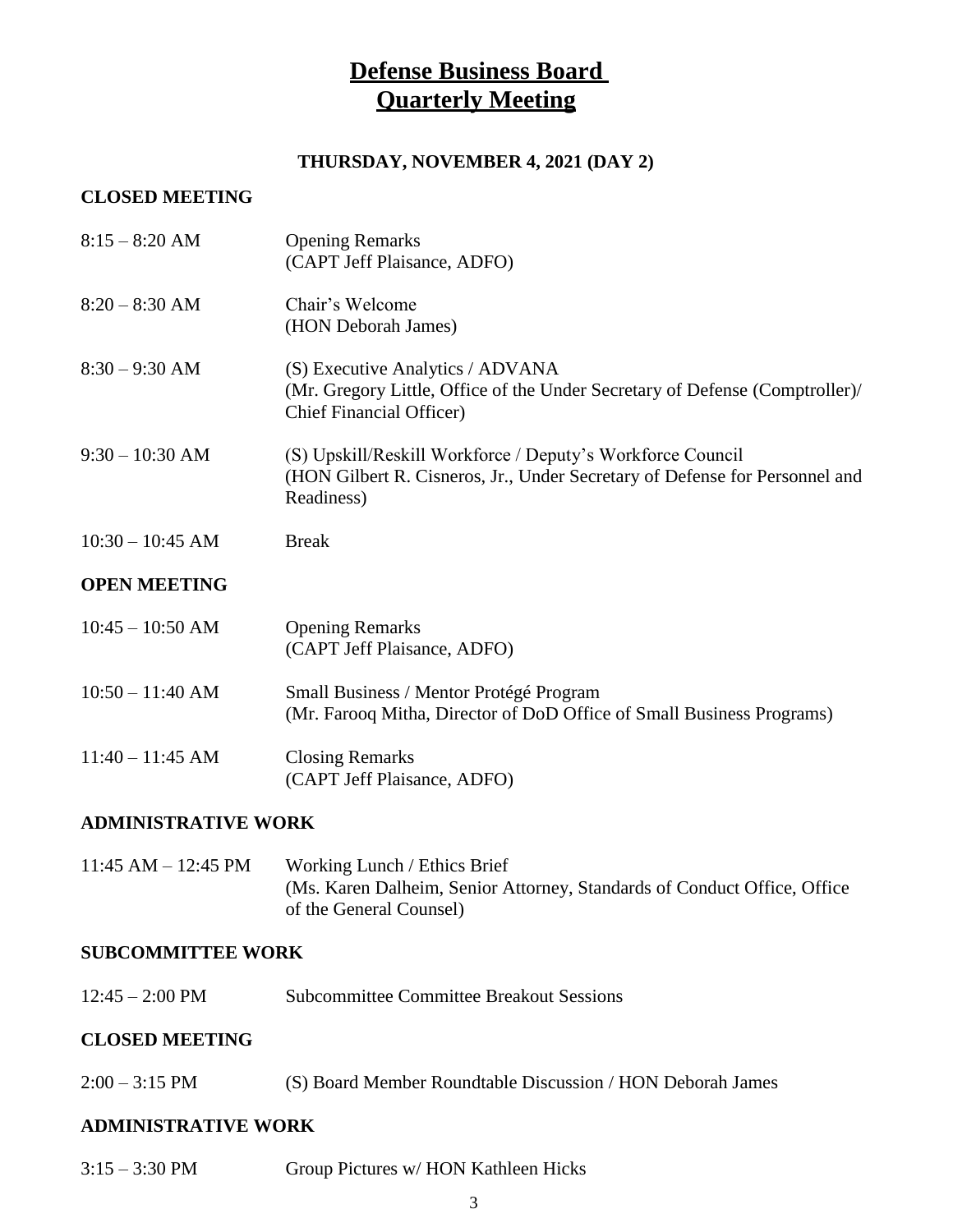# Defense Business Board Quarterly Meeting

### THURSDAY, NOVEMBER 4, 2021 (DAY 2)

**CLOSED MEETING**

| | |
|---|---|
| 8:15 – 8:20 AM | Opening Remarks (CAPT Jeff Plaisance, ADFO) |
| 8:20 – 8:30 AM | Chair's Welcome (HON Deborah James) |
| 8:30 – 9:30 AM | (S) Executive Analytics / ADVANA (Mr. Gregory Little, Office of the Under Secretary of Defense (Comptroller)/ Chief Financial Officer) |
| 9:30 – 10:30 AM | (S) Upskill/Reskill Workforce / Deputy's Workforce Council (HON Gilbert R. Cisneros, Jr., Under Secretary of Defense for Personnel and Readiness) |
| 10:30 – 10:45 AM | Break |

**OPEN MEETING**

| | |
|---|---|
| 10:45 – 10:50 AM | Opening Remarks (CAPT Jeff Plaisance, ADFO) |
| 10:50 – 11:40 AM | Small Business / Mentor Protégé Program (Mr. Farooq Mitha, Director of DoD Office of Small Business Programs) |
| 11:40 – 11:45 AM | Closing Remarks (CAPT Jeff Plaisance, ADFO) |

**ADMINISTRATIVE WORK**

| | |
|---|---|
| 11:45 AM – 12:45 PM | Working Lunch / Ethics Brief (Ms. Karen Dalheim, Senior Attorney, Standards of Conduct Office, Office of the General Counsel) |

**SUBCOMMITTEE WORK**

| | |
|---|---|
| 12:45 – 2:00 PM | Subcommittee Committee Breakout Sessions |

**CLOSED MEETING**

| | |
|---|---|
| 2:00 – 3:15 PM | (S) Board Member Roundtable Discussion / HON Deborah James |

**ADMINISTRATIVE WORK**

| | |
|---|---|
| 3:15 – 3:30 PM | Group Pictures w/ HON Kathleen Hicks |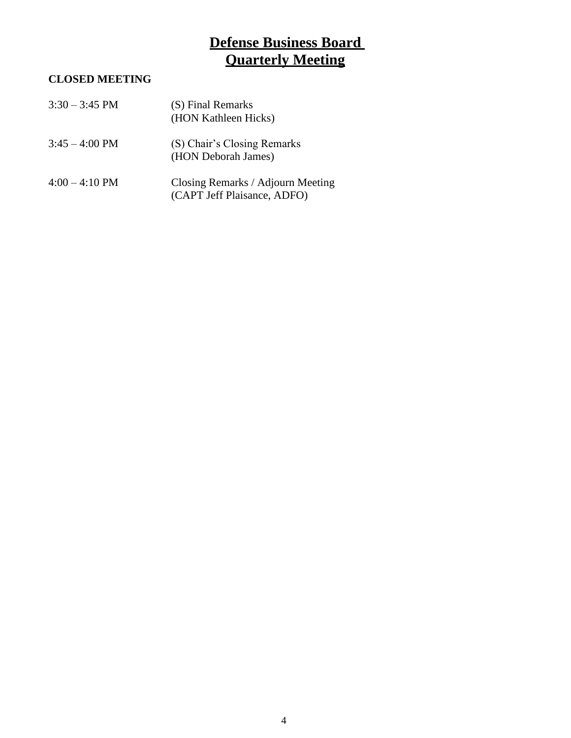# Defense Business Board
# Quarterly Meeting

**CLOSED MEETING**

| | |
|---|---|
| 3:30 – 3:45 PM | (S) Final Remarks<br>(HON Kathleen Hicks) |
| 3:45 – 4:00 PM | (S) Chair's Closing Remarks<br>(HON Deborah James) |
| 4:00 – 4:10 PM | Closing Remarks / Adjourn Meeting<br>(CAPT Jeff Plaisance, ADFO) |